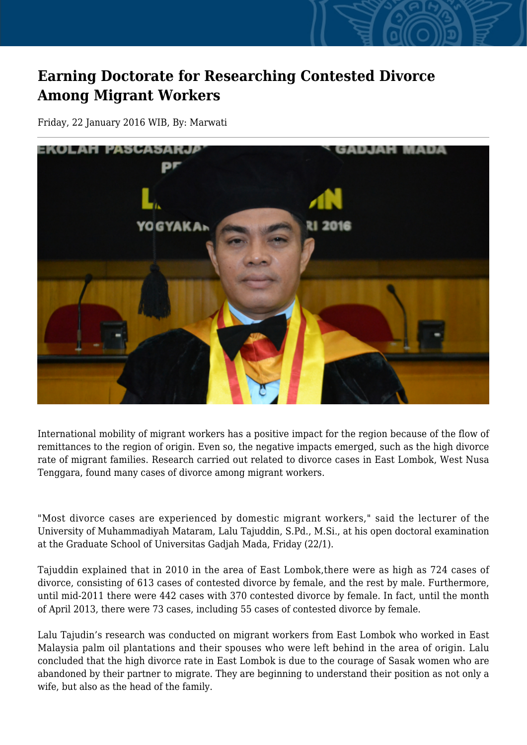# Earning Doctorate for Researching Contested Divorce Among Migrant Workers

Friday, 22 January 2016 WIB, By: Marwati

International mobility of migrant workers has a positive impact for the region because of the flow of remittances to the region of origin. Even so, the negative impacts emerged, such as the high divorce rate of migrant families. Research carried out related to divorce cases in East Lombok, West Nusa Tenggara, found many cases of divorce among migrant workers.

"Most divorce cases are experienced by domestic migrant workers," said the lecturer of the University of Muhammadiyah Mataram, Lalu Tajuddin, S.Pd., M.Si., at his open doctoral examination at the Graduate School of Universitas Gadjah Mada, Friday (22/1).

Tajuddin explained that in 2010 in the area of East Lombok,there were as high as 724 cases of divorce, consisting of 613 cases of contested divorce by female, and the rest by male. Furthermore, until mid-2011 there were 442 cases with 370 contested divorce by female. In fact, until the month of April 2013, there were 73 cases, including 55 cases of contested divorce by female.

Lalu Tajudin's research was conducted on migrant workers from East Lombok who worked in East Malaysia palm oil plantations and their spouses who were left behind in the area of origin. Lalu concluded that the high divorce rate in East Lombok is due to the courage of Sasak women who are abandoned by their partner to migrate. They are beginning to understand their position as not only a wife, but also as the head of the family.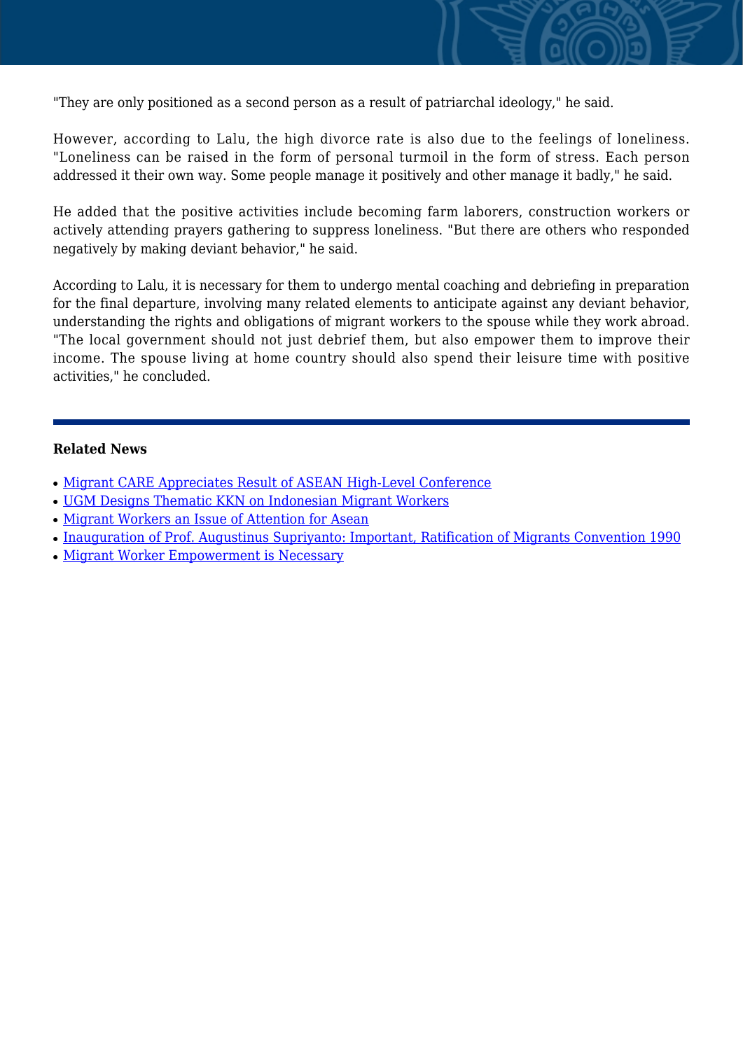"They are only positioned as a second person as a result of patriarchal ideology," he said.

However, according to Lalu, the high divorce rate is also due to the feelings of loneliness. "Loneliness can be raised in the form of personal turmoil in the form of stress. Each person addressed it their own way. Some people manage it positively and other manage it badly," he said.

He added that the positive activities include becoming farm laborers, construction workers or actively attending prayers gathering to suppress loneliness. "But there are others who responded negatively by making deviant behavior," he said.

According to Lalu, it is necessary for them to undergo mental coaching and debriefing in preparation for the final departure, involving many related elements to anticipate against any deviant behavior, understanding the rights and obligations of migrant workers to the spouse while they work abroad. "The local government should not just debrief them, but also empower them to improve their income. The spouse living at home country should also spend their leisure time with positive activities," he concluded.

---

**Related News**

- Migrant CARE Appreciates Result of ASEAN High-Level Conference
- UGM Designs Thematic KKN on Indonesian Migrant Workers
- Migrant Workers an Issue of Attention for Asean
- Inauguration of Prof. Augustinus Supriyanto: Important, Ratification of Migrants Convention 1990
- Migrant Worker Empowerment is Necessary